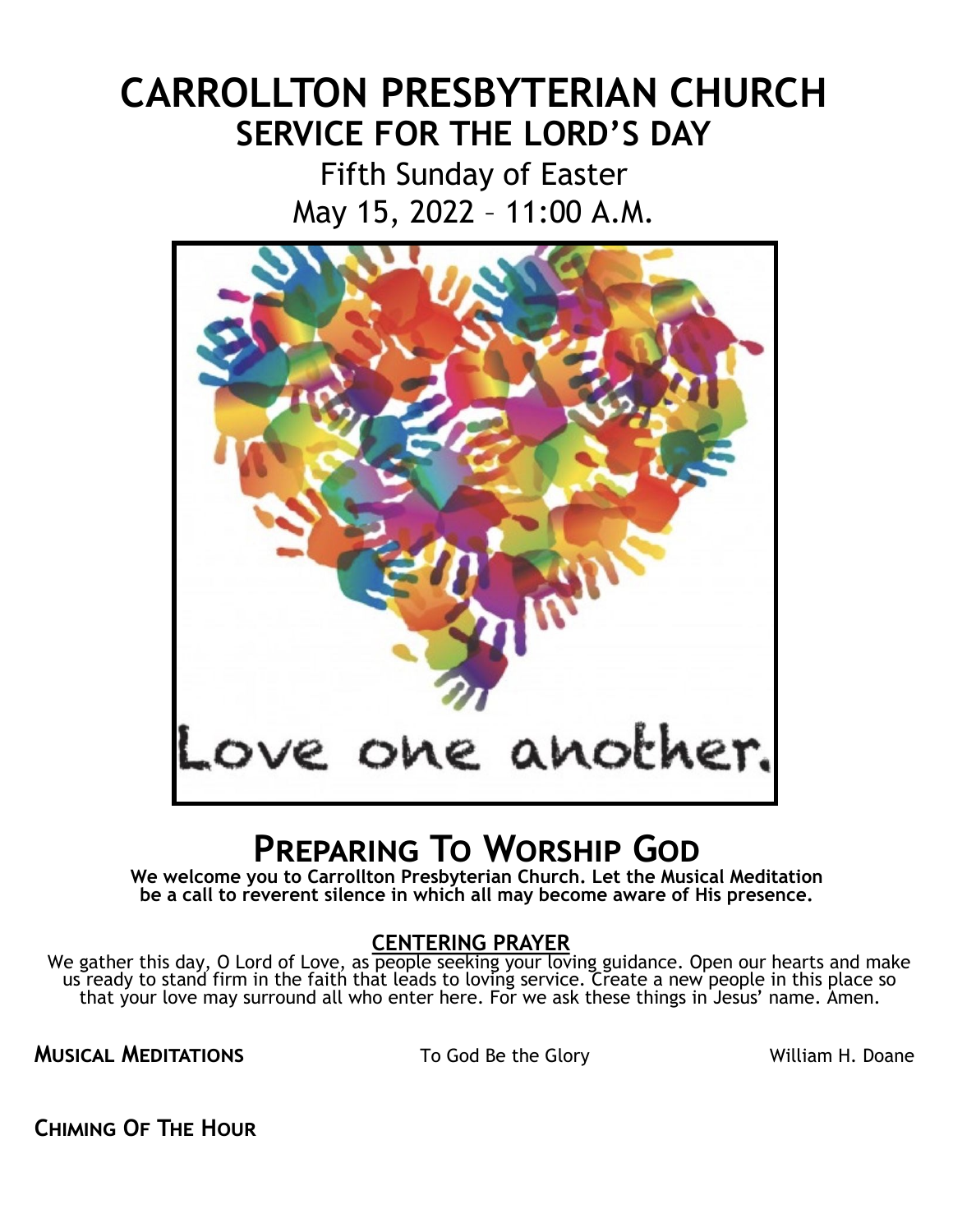# CARROLLTON PRESBYTERIAN CHURCH

## SERVICE FOR THE LORD'S DAY

Fifth Sunday of Easter

May 15, 2022 – 11:00 A.M.

Love one another.

## PREPARING TO WORSHIP GOD

**We welcome you to Carrollton Presbyterian Church. Let the Musical Meditation be a call to reverent silence in which all may become aware of His presence.**

### CENTERING PRAYER

We gather this day, O Lord of Love, as people seeking your loving guidance. Open our hearts and make us ready to stand firm in the faith that leads to loving service. Create a new people in this place so that your love may surround all who enter here. For we ask these things in Jesus' name. Amen.

**MUSICAL MEDITATIONS** To God Be the Glory William H. Doane

**CHIMING OF THE HOUR**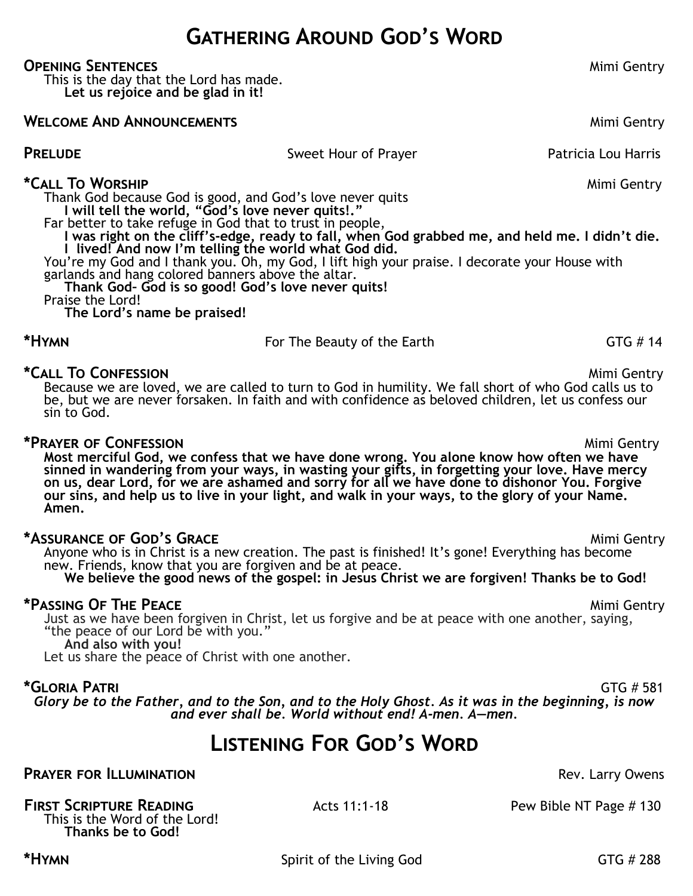# Gathering Around God's Word

**Opening Sentences** Mimi Gentry

This is the day that the Lord has made.
**Let us rejoice and be glad in it!**

**Welcome And Announcements** Mimi Gentry

**Prelude** Sweet Hour of Prayer Patricia Lou Harris

**\*Call To Worship** Mimi Gentry

Thank God because God is good, and God's love never quits
**I will tell the world, "God's love never quits!."**
Far better to take refuge in God that to trust in people,
**I was right on the cliff's-edge, ready to fall, when God grabbed me, and held me. I didn't die. I lived! And now I'm telling the world what God did.**
You're my God and I thank you. Oh, my God, I lift high your praise. I decorate your House with garlands and hang colored banners above the altar.
**Thank God- God is so good! God's love never quits!**
Praise the Lord!
**The Lord's name be praised!**

**\*Hymn** For The Beauty of the Earth GTG # 14

**\*Call To Confession** Mimi Gentry

Because we are loved, we are called to turn to God in humility. We fall short of who God calls us to be, but we are never forsaken. In faith and with confidence as beloved children, let us confess our sin to God.

**\*Prayer of Confession** Mimi Gentry

**Most merciful God, we confess that we have done wrong. You alone know how often we have sinned in wandering from your ways, in wasting your gifts, in forgetting your love. Have mercy on us, dear Lord, for we are ashamed and sorry for all we have done to dishonor You. Forgive our sins, and help us to live in your light, and walk in your ways, to the glory of your Name. Amen.**

**\*Assurance of God's Grace** Mimi Gentry

Anyone who is in Christ is a new creation. The past is finished! It's gone! Everything has become new. Friends, know that you are forgiven and be at peace.
**We believe the good news of the gospel: in Jesus Christ we are forgiven! Thanks be to God!**

**\*Passing Of The Peace** Mimi Gentry

Just as we have been forgiven in Christ, let us forgive and be at peace with one another, saying, "the peace of our Lord be with you."
**And also with you!**
Let us share the peace of Christ with one another.

**\*Gloria Patri** GTG # 581

***Glory be to the Father, and to the Son, and to the Holy Ghost. As it was in the beginning, is now and ever shall be. World without end! A-men. A—men.***

# Listening For God's Word

**Prayer for Illumination** Rev. Larry Owens

**First Scripture Reading** Acts 11:1-18 Pew Bible NT Page # 130

This is the Word of the Lord!
**Thanks be to God!**

**\*Hymn** Spirit of the Living God GTG # 288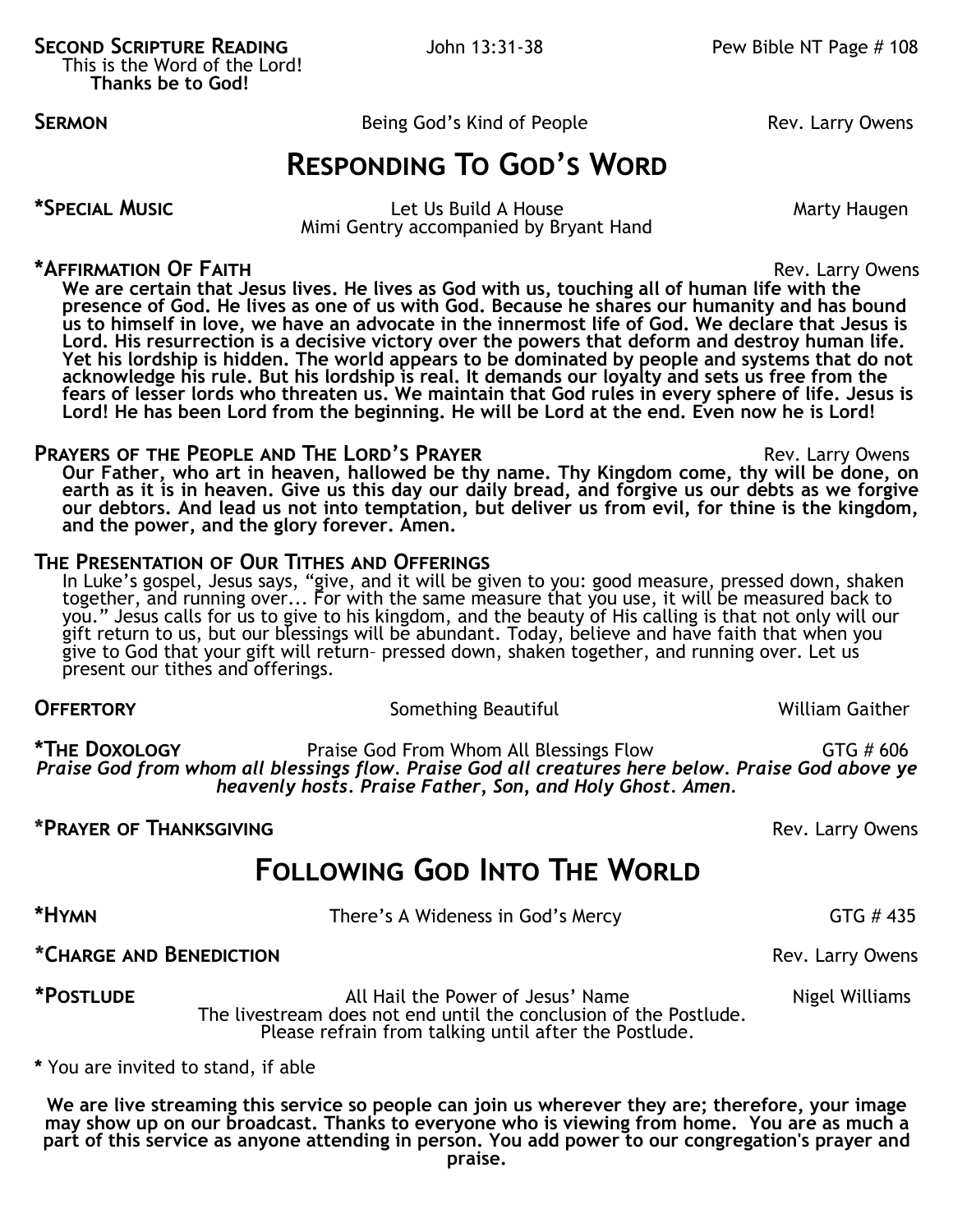**SECOND SCRIPTURE READING** John 13:31-38 Pew Bible NT Page # 108

This is the Word of the Lord!
**Thanks be to God!**

**SERMON** Being God's Kind of People Rev. Larry Owens

## RESPONDING TO GOD'S WORD

**\*SPECIAL MUSIC** Let Us Build A House Marty Haugen
Mimi Gentry accompanied by Bryant Hand

**\*AFFIRMATION OF FAITH** Rev. Larry Owens

**We are certain that Jesus lives. He lives as God with us, touching all of human life with the presence of God. He lives as one of us with God. Because he shares our humanity and has bound us to himself in love, we have an advocate in the innermost life of God. We declare that Jesus is Lord. His resurrection is a decisive victory over the powers that deform and destroy human life. Yet his lordship is hidden. The world appears to be dominated by people and systems that do not acknowledge his rule. But his lordship is real. It demands our loyalty and sets us free from the fears of lesser lords who threaten us. We maintain that God rules in every sphere of life. Jesus is Lord! He has been Lord from the beginning. He will be Lord at the end. Even now he is Lord!**

**PRAYERS OF THE PEOPLE AND THE LORD'S PRAYER** Rev. Larry Owens

**Our Father, who art in heaven, hallowed be thy name. Thy Kingdom come, thy will be done, on earth as it is in heaven. Give us this day our daily bread, and forgive us our debts as we forgive our debtors. And lead us not into temptation, but deliver us from evil, for thine is the kingdom, and the power, and the glory forever. Amen.**

**THE PRESENTATION OF OUR TITHES AND OFFERINGS**

In Luke's gospel, Jesus says, "give, and it will be given to you: good measure, pressed down, shaken together, and running over... For with the same measure that you use, it will be measured back to you." Jesus calls for us to give to his kingdom, and the beauty of His calling is that not only will our gift return to us, but our blessings will be abundant. Today, believe and have faith that when you give to God that your gift will return– pressed down, shaken together, and running over. Let us present our tithes and offerings.

**OFFERTORY** Something Beautiful William Gaither

**\*THE DOXOLOGY** Praise God From Whom All Blessings Flow GTG # 606

***Praise God from whom all blessings flow. Praise God all creatures here below. Praise God above ye heavenly hosts. Praise Father, Son, and Holy Ghost. Amen.***

**\*PRAYER OF THANKSGIVING** Rev. Larry Owens

## FOLLOWING GOD INTO THE WORLD

**\*HYMN** There's A Wideness in God's Mercy GTG # 435

**\*CHARGE AND BENEDICTION** Rev. Larry Owens

**\*POSTLUDE** All Hail the Power of Jesus' Name Nigel Williams
The livestream does not end until the conclusion of the Postlude.
Please refrain from talking until after the Postlude.

**\*** You are invited to stand, if able

**We are live streaming this service so people can join us wherever they are; therefore, your image may show up on our broadcast. Thanks to everyone who is viewing from home. You are as much a part of this service as anyone attending in person. You add power to our congregation's prayer and praise.**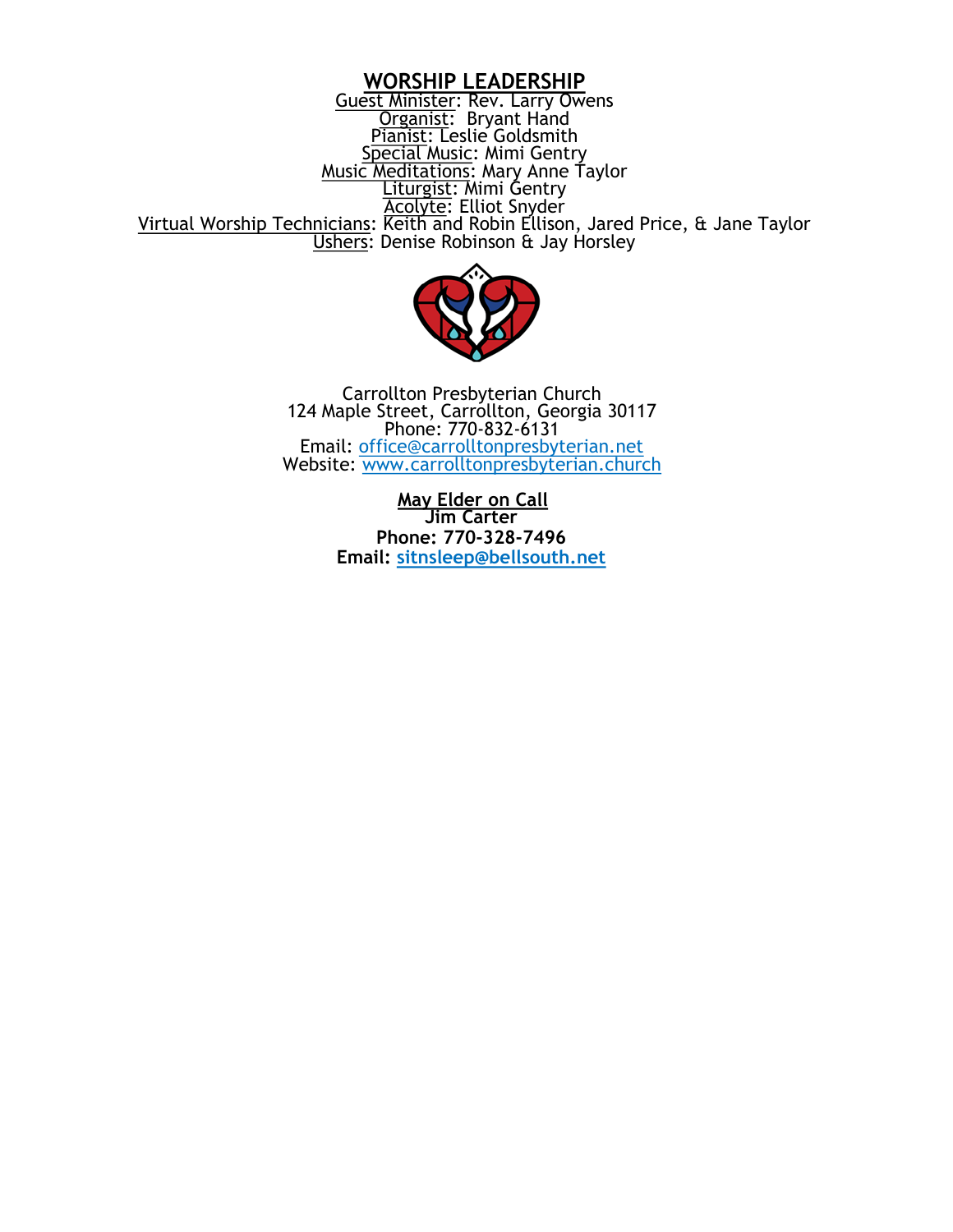## WORSHIP LEADERSHIP

Guest Minister: Rev. Larry Owens
Organist: Bryant Hand
Pianist: Leslie Goldsmith
Special Music: Mimi Gentry
Music Meditations: Mary Anne Taylor
Liturgist: Mimi Gentry
Acolyte: Elliot Snyder
Virtual Worship Technicians: Keith and Robin Ellison, Jared Price, & Jane Taylor
Ushers: Denise Robinson & Jay Horsley

Carrollton Presbyterian Church
124 Maple Street, Carrollton, Georgia 30117
Phone: 770-832-6131
Email: office@carrolltonpresbyterian.net
Website: www.carrolltonpresbyterian.church

**May Elder on Call**
**Jim Carter**
**Phone: 770-328-7496**
**Email: sitnsleep@bellsouth.net**